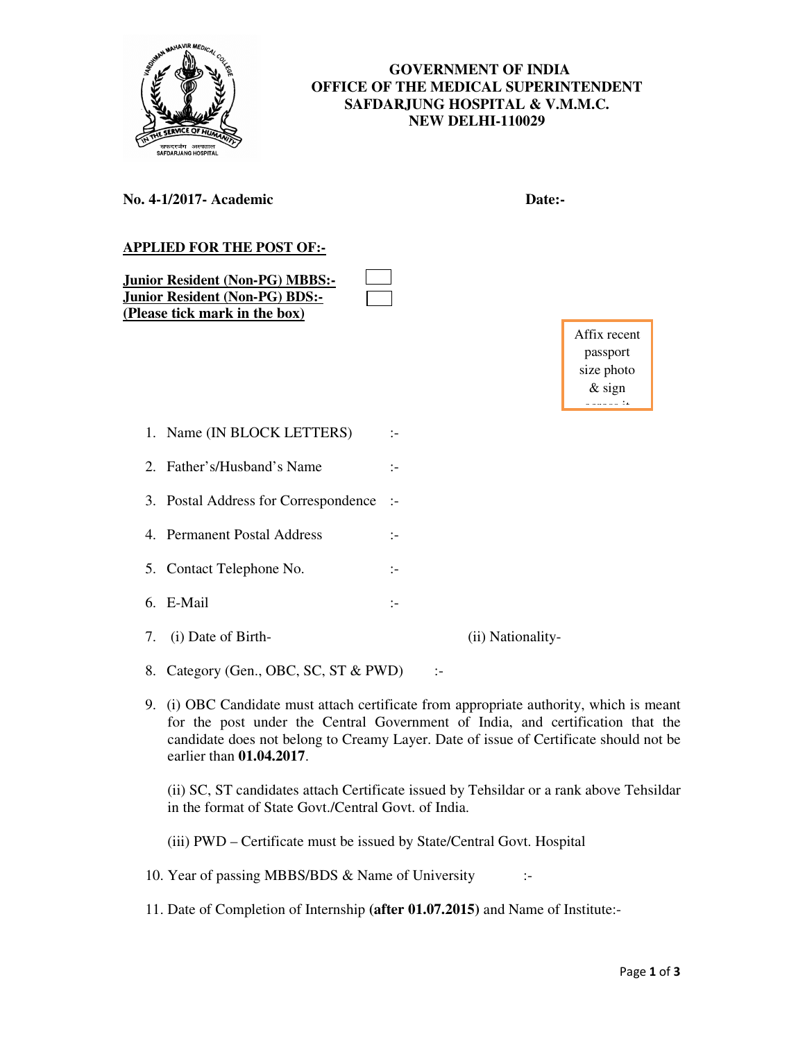# GOVERNMENT OF INDIA
## OFFICE OF THE MEDICAL SUPERINTENDENT
## SAFDARJUNG HOSPITAL & V.M.M.C.
## NEW DELHI-110029

**No. 4-1/2017- Academic** **Date:-**

**APPLIED FOR THE POST OF:-**

**Junior Resident (Non-PG) MBBS:-** ☐
**Junior Resident (Non-PG) BDS:-** ☐
**(Please tick mark in the box)**

Affix recent passport size photo & sign across it

1. Name (IN BLOCK LETTERS) :-
2. Father's/Husband's Name :-
3. Postal Address for Correspondence :-
4. Permanent Postal Address :-
5. Contact Telephone No. :-
6. E-Mail :-
7. (i) Date of Birth- (ii) Nationality-
8. Category (Gen., OBC, SC, ST & PWD) :-
9. (i) OBC Candidate must attach certificate from appropriate authority, which is meant for the post under the Central Government of India, and certification that the candidate does not belong to Creamy Layer. Date of issue of Certificate should not be earlier than **01.04.2017**.

   (ii) SC, ST candidates attach Certificate issued by Tehsildar or a rank above Tehsildar in the format of State Govt./Central Govt. of India.

   (iii) PWD – Certificate must be issued by State/Central Govt. Hospital
10. Year of passing MBBS/BDS & Name of University :-
11. Date of Completion of Internship **(after 01.07.2015)** and Name of Institute:-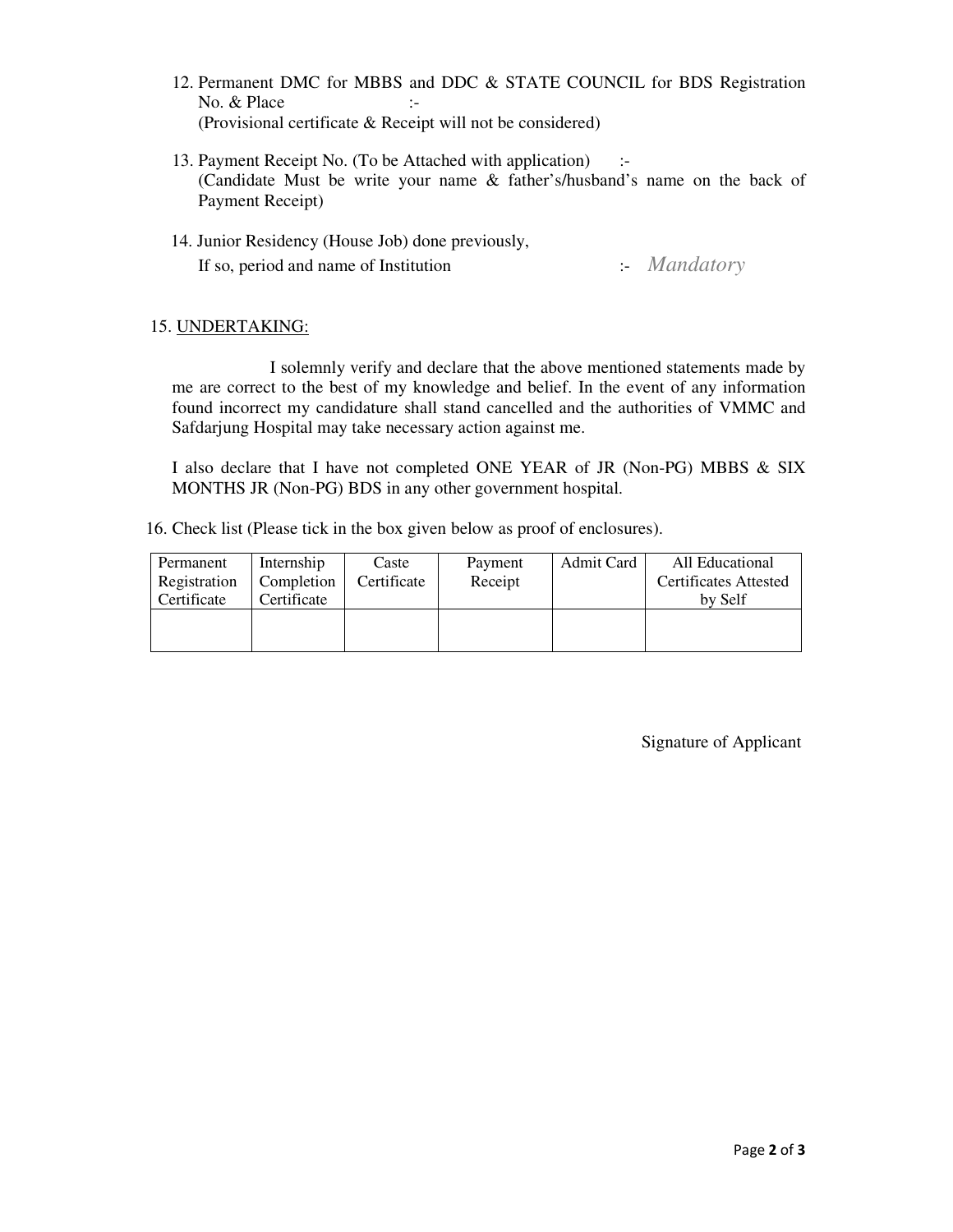12. Permanent DMC for MBBS and DDC & STATE COUNCIL for BDS Registration No. & Place :-
    (Provisional certificate & Receipt will not be considered)

13. Payment Receipt No. (To be Attached with application) :-
    (Candidate Must be write your name & father's/husband's name on the back of Payment Receipt)

14. Junior Residency (House Job) done previously,
    If so, period and name of Institution :- *Mandatory*

15. UNDERTAKING:

    I solemnly verify and declare that the above mentioned statements made by me are correct to the best of my knowledge and belief. In the event of any information found incorrect my candidature shall stand cancelled and the authorities of VMMC and Safdarjung Hospital may take necessary action against me.

    I also declare that I have not completed ONE YEAR of JR (Non-PG) MBBS & SIX MONTHS JR (Non-PG) BDS in any other government hospital.

16. Check list (Please tick in the box given below as proof of enclosures).

| Permanent Registration Certificate | Internship Completion Certificate | Caste Certificate | Payment Receipt | Admit Card | All Educational Certificates Attested by Self |
|---|---|---|---|---|---|
| | | | | | |

Signature of Applicant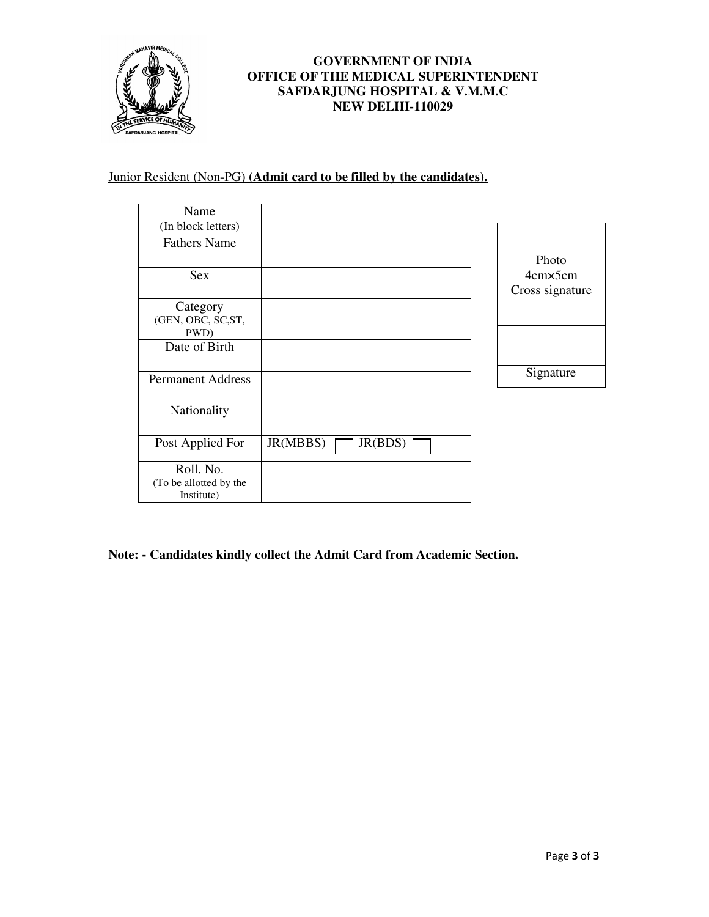**GOVERNMENT OF INDIA**
**OFFICE OF THE MEDICAL SUPERINTENDENT**
**SAFDARJUNG HOSPITAL & V.M.M.C**
**NEW DELHI-110029**

Junior Resident (Non-PG) **(Admit card to be filled by the candidates).**

| | |
|---|---|
| Name (In block letters) | |
| Fathers Name | |
| Sex | |
| Category (GEN, OBC, SC,ST, PWD) | |
| Date of Birth | |
| Permanent Address | |
| Nationality | |
| Post Applied For | JR(MBBS) ☐ JR(BDS) ☐ |
| Roll. No. (To be allotted by the Institute) | |

| |
|---|
| Photo 4cm×5cm Cross signature |
| |
| Signature |

**Note: - Candidates kindly collect the Admit Card from Academic Section.**